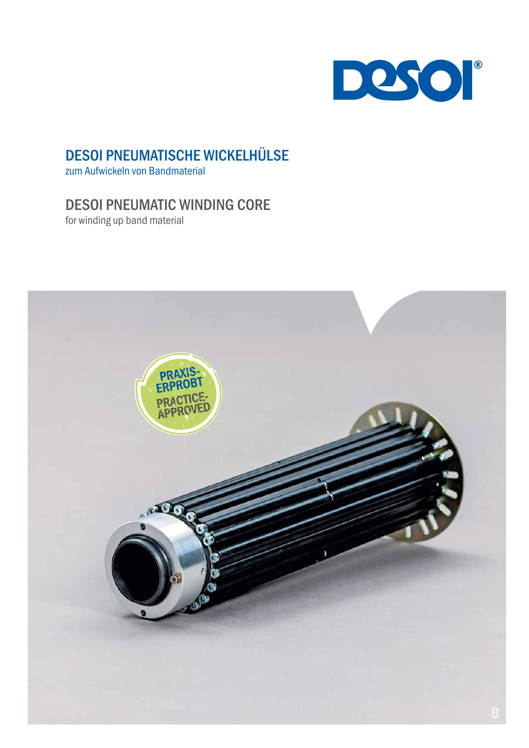# DESOI PNEUMATISCHE WICKELHÜLSE

zum Aufwickeln von Bandmaterial

# DESOI PNEUMATIC WINDING CORE

for winding up band material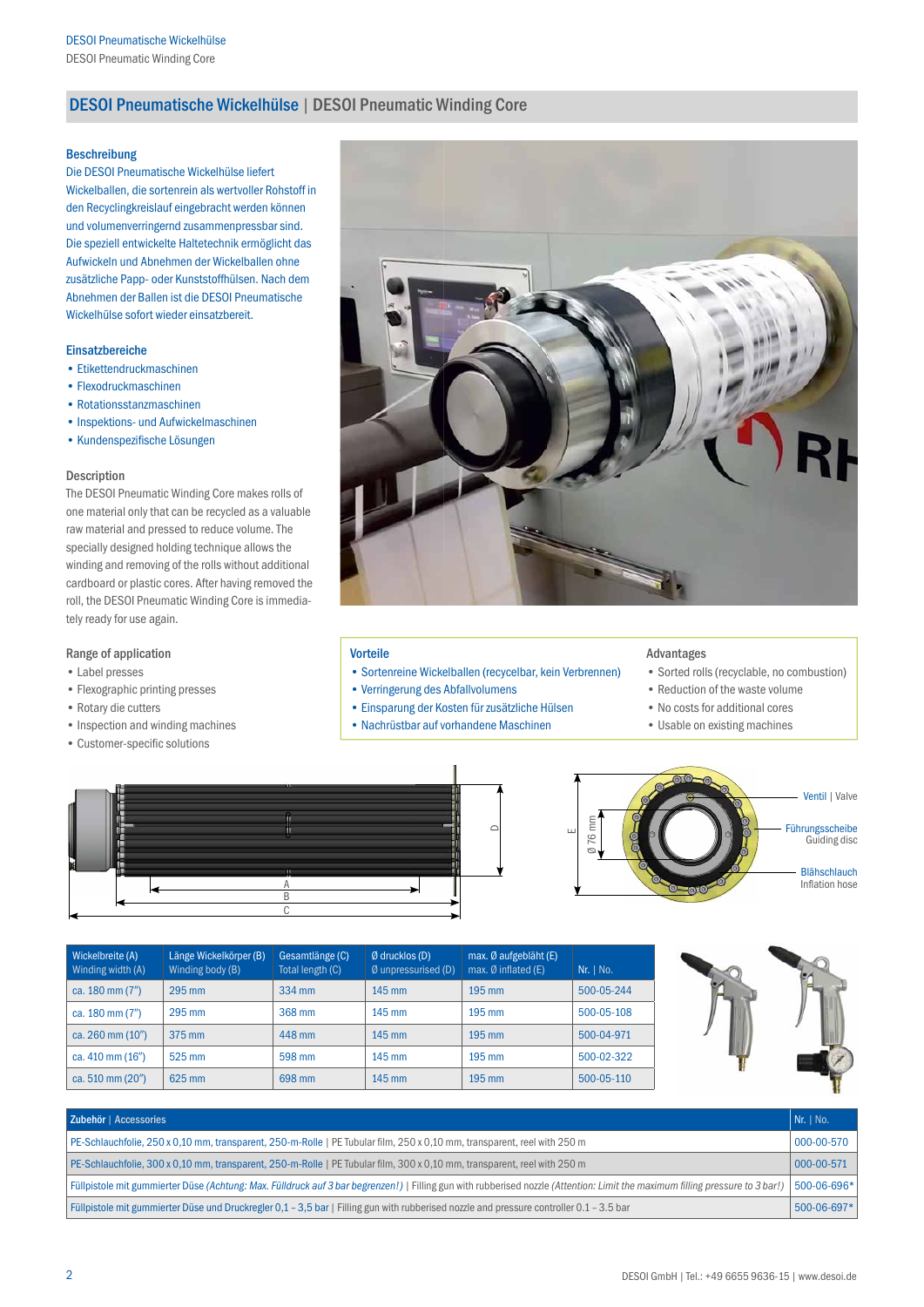# DESOI Pneumatische Wickelhülse | DESOI Pneumatic Winding Core

### Beschreibung

Die DESOI Pneumatische Wickelhülse liefert Wickelballen, die sortenrein als wertvoller Rohstoff in den Recyclingkreislauf eingebracht werden können und volumenverringernd zusammenpressbar sind. Die speziell entwickelte Haltetechnik ermöglicht das Aufwickeln und Abnehmen der Wickelballen ohne zusätzliche Papp- oder Kunststoffhülsen. Nach dem Abnehmen der Ballen ist die DESOI Pneumatische Wickelhülse sofort wieder einsatzbereit.

### Einsatzbereiche

- Etikettendruckmaschinen
- Flexodruckmaschinen
- Rotationsstanzmaschinen
- Inspektions- und Aufwickelmaschinen
- Kundenspezifische Lösungen

### Description

The DESOI Pneumatic Winding Core makes rolls of one material only that can be recycled as a valuable raw material and pressed to reduce volume. The specially designed holding technique allows the winding and removing of the rolls without additional cardboard or plastic cores. After having removed the roll, the DESOI Pneumatic Winding Core is immediately ready for use again.

### Range of application

- Label presses
- Flexographic printing presses
- Rotary die cutters
- Inspection and winding machines
- Customer-specific solutions

### Vorteile

- Sortenreine Wickelballen (recycelbar, kein Verbrennen)
- Verringerung des Abfallvolumens
- Einsparung der Kosten für zusätzliche Hülsen
- Nachrüstbar auf vorhandene Maschinen

### Advantages

- Sorted rolls (recyclable, no combustion)
- Reduction of the waste volume
- No costs for additional cores
- Usable on existing machines

A
B
C
D
E
Ø 76 mm
Ventil | Valve
Führungsscheibe
Guiding disc
Blähschlauch
Inflation hose

| Wickelbreite (A) Winding width (A) | Länge Wickelkörper (B) Winding body (B) | Gesamtlänge (C) Total length (C) | Ø drucklos (D) Ø unpressurised (D) | max. Ø aufgebläht (E) max. Ø inflated (E) | Nr. \| No. |
|---|---|---|---|---|---|
| ca. 180 mm (7″) | 295 mm | 334 mm | 145 mm | 195 mm | 500-05-244 |
| ca. 180 mm (7″) | 295 mm | 368 mm | 145 mm | 195 mm | 500-05-108 |
| ca. 260 mm (10″) | 375 mm | 448 mm | 145 mm | 195 mm | 500-04-971 |
| ca. 410 mm (16″) | 525 mm | 598 mm | 145 mm | 195 mm | 500-02-322 |
| ca. 510 mm (20″) | 625 mm | 698 mm | 145 mm | 195 mm | 500-05-110 |

| Zubehör \| Accessories | Nr. \| No. |
|---|---|
| PE-Schlauchfolie, 250 x 0,10 mm, transparent, 250-m-Rolle \| PE Tubular film, 250 x 0,10 mm, transparent, reel with 250 m | 000-00-570 |
| PE-Schlauchfolie, 300 x 0,10 mm, transparent, 250-m-Rolle \| PE Tubular film, 300 x 0,10 mm, transparent, reel with 250 m | 000-00-571 |
| Füllpistole mit gummierter Düse *(Achtung: Max. Fülldruck auf 3 bar begrenzen!)* \| Filling gun with rubberised nozzle *(Attention: Limit the maximum filling pressure to 3 bar!)* | 500-06-696* |
| Füllpistole mit gummierter Düse und Druckregler 0,1 – 3,5 bar \| Filling gun with rubberised nozzle and pressure controller 0.1 – 3.5 bar | 500-06-697* |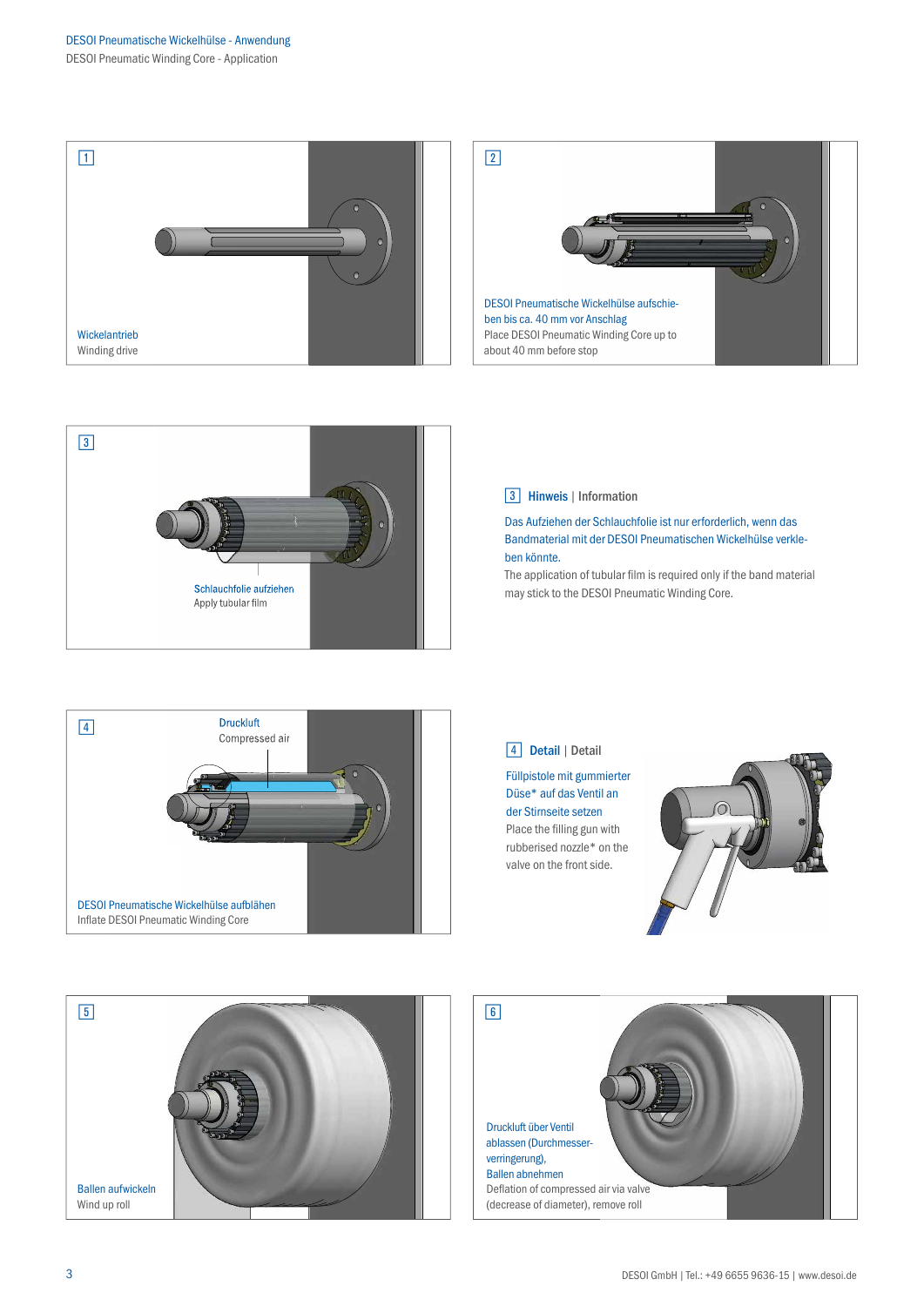DESOI Pneumatische Wickelhülse - Anwendung
DESOI Pneumatic Winding Core - Application

1

Wickelantrieb
Winding drive

2

DESOI Pneumatische Wickelhülse aufschieben bis ca. 40 mm vor Anschlag
Place DESOI Pneumatic Winding Core up to about 40 mm before stop

3

Schlauchfolie aufziehen
Apply tubular film

3 **Hinweis** | Information

Das Aufziehen der Schlauchfolie ist nur erforderlich, wenn das Bandmaterial mit der DESOI Pneumatischen Wickelhülse verkleben könnte.
The application of tubular film is required only if the band material may stick to the DESOI Pneumatic Winding Core.

4

Druckluft
Compressed air

DESOI Pneumatische Wickelhülse aufblähen
Inflate DESOI Pneumatic Winding Core

4 **Detail** | Detail

Füllpistole mit gummierter Düse* auf das Ventil an der Stirnseite setzen
Place the filling gun with rubberised nozzle* on the valve on the front side.

5

Ballen aufwickeln
Wind up roll

6

Druckluft über Ventil ablassen (Durchmesserverringerung), Ballen abnehmen
Deflation of compressed air via valve (decrease of diameter), remove roll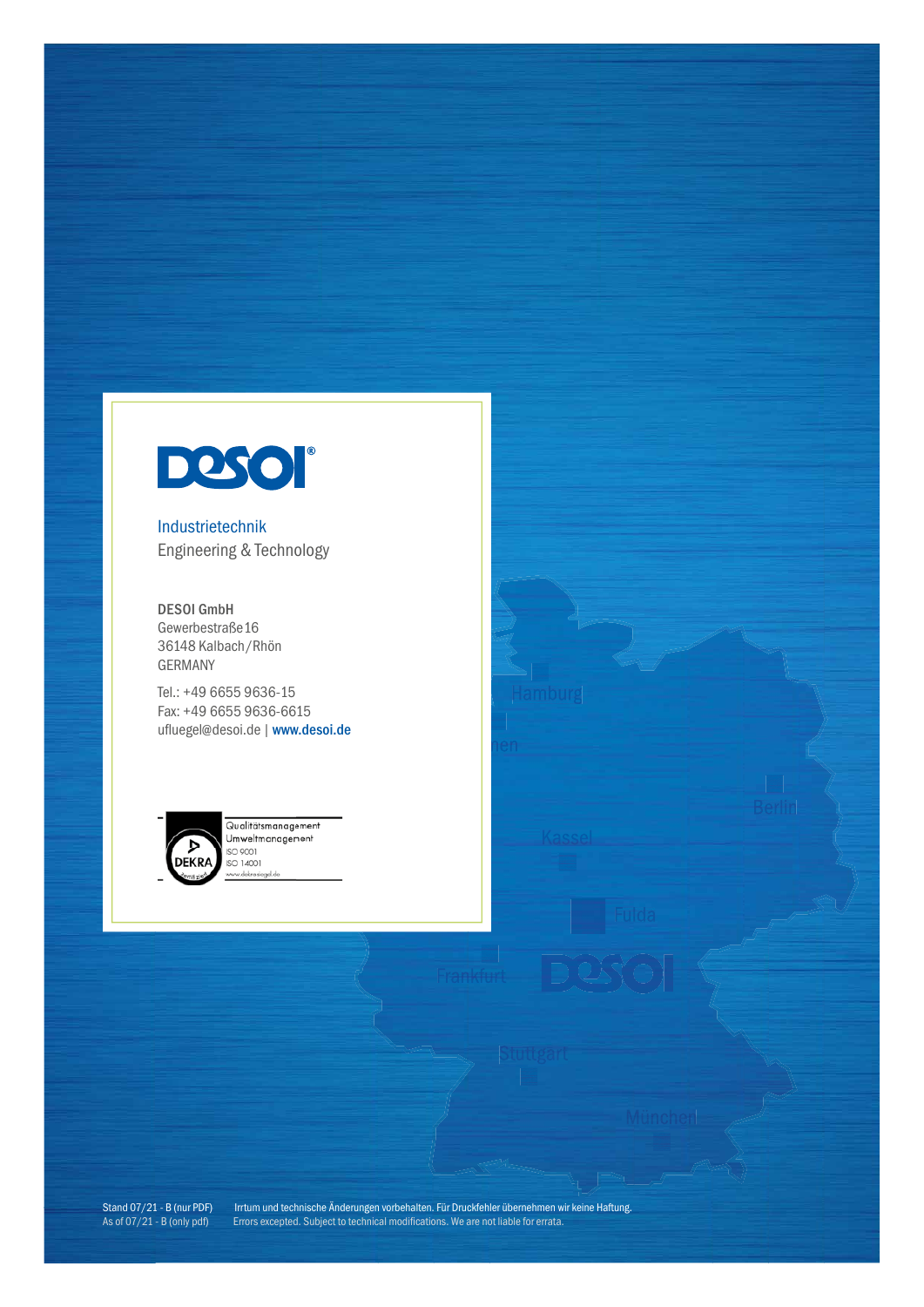DESOI®

Industrietechnik
Engineering & Technology

**DESOI GmbH**
Gewerbestraße 16
36148 Kalbach/Rhön
GERMANY

Tel.: +49 6655 9636-15
Fax: +49 6655 9636-6615
ufluegel@desoi.de | www.desoi.de

DEKRA zertifiziert
Qualitätsmanagement
Umweltmanagement
ISO 9001
ISO 14001
www.dekrasiegel.de

Hamburg
Bremen
Berlin
Kassel
Fulda
Frankfurt
Stuttgart
München

Stand 07/21 - B (nur PDF)
As of 07/21 - B (only pdf)

Irrtum und technische Änderungen vorbehalten. Für Druckfehler übernehmen wir keine Haftung.
Errors excepted. Subject to technical modifications. We are not liable for errata.